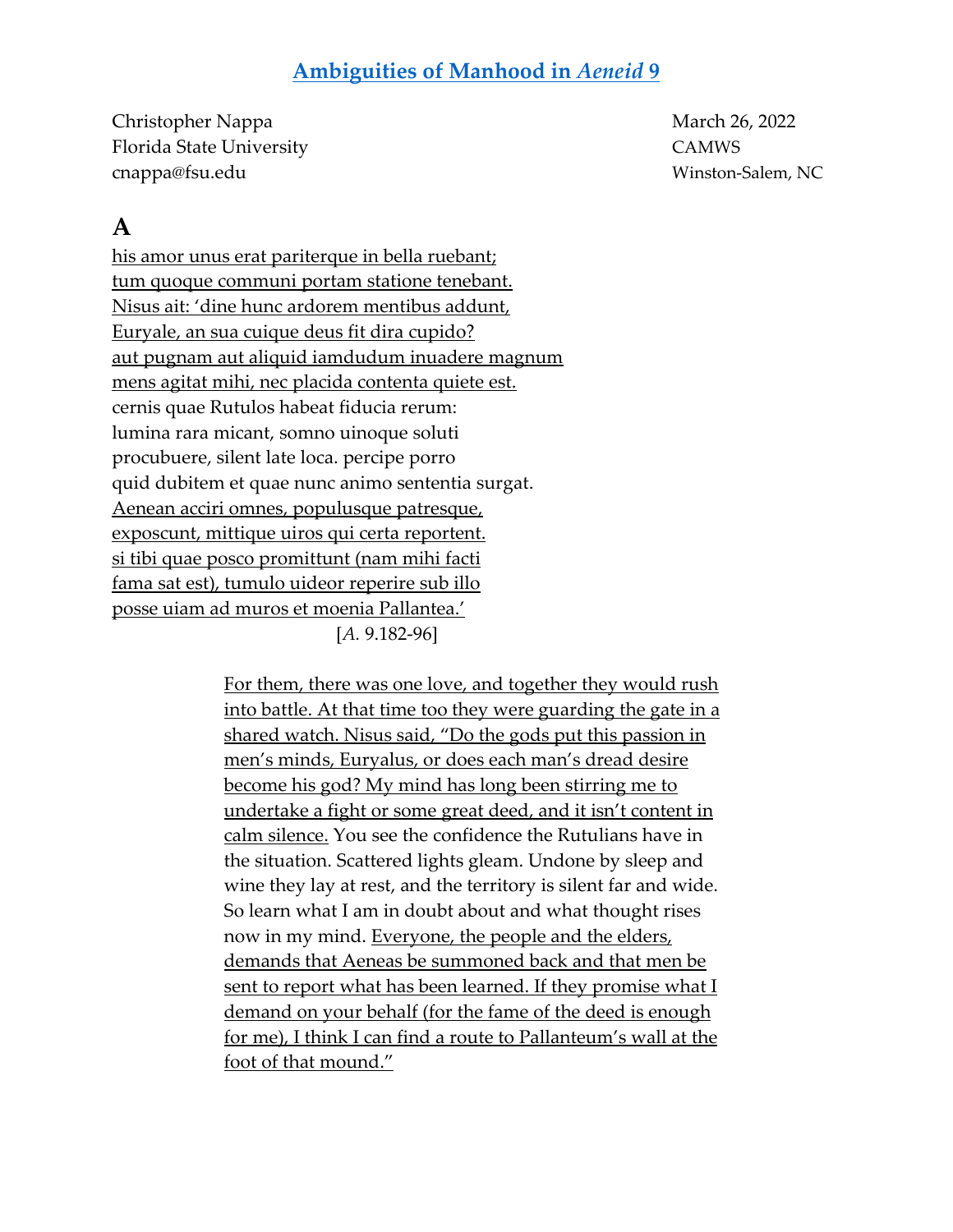# Ambiguities of Manhood in *Aeneid* 9

Christopher Nappa
Florida State University
cnappa@fsu.edu

March 26, 2022
CAMWS
Winston-Salem, NC

## A

<u>his amor unus erat pariterque in bella ruebant;</u>
<u>tum quoque communi portam statione tenebant.</u>
<u>Nisus ait: 'dine hunc ardorem mentibus addunt,</u>
<u>Euryale, an sua cuique deus fit dira cupido?</u>
<u>aut pugnam aut aliquid iamdudum inuadere magnum</u>
<u>mens agitat mihi, nec placida contenta quiete est.</u>
cernis quae Rutulos habeat fiducia rerum:
lumina rara micant, somno uinoque soluti
procubuere, silent late loca. percipe porro
quid dubitem et quae nunc animo sententia surgat.
<u>Aenean acciri omnes, populusque patresque,</u>
<u>exposcunt, mittique uiros qui certa reportent.</u>
<u>si tibi quae posco promittunt (nam mihi facti</u>
<u>fama sat est), tumulo uideor reperire sub illo</u>
<u>posse uiam ad muros et moenia Pallantea.'</u>

[*A.* 9.182-96]

<u>For them, there was one love, and together they would rush into battle. At that time too they were guarding the gate in a shared watch. Nisus said, "Do the gods put this passion in men's minds, Euryalus, or does each man's dread desire become his god? My mind has long been stirring me to undertake a fight or some great deed, and it isn't content in calm silence.</u> You see the confidence the Rutulians have in the situation. Scattered lights gleam. Undone by sleep and wine they lay at rest, and the territory is silent far and wide. So learn what I am in doubt about and what thought rises now in my mind. <u>Everyone, the people and the elders, demands that Aeneas be summoned back and that men be sent to report what has been learned. If they promise what I demand on your behalf (for the fame of the deed is enough for me), I think I can find a route to Pallanteum's wall at the foot of that mound."</u>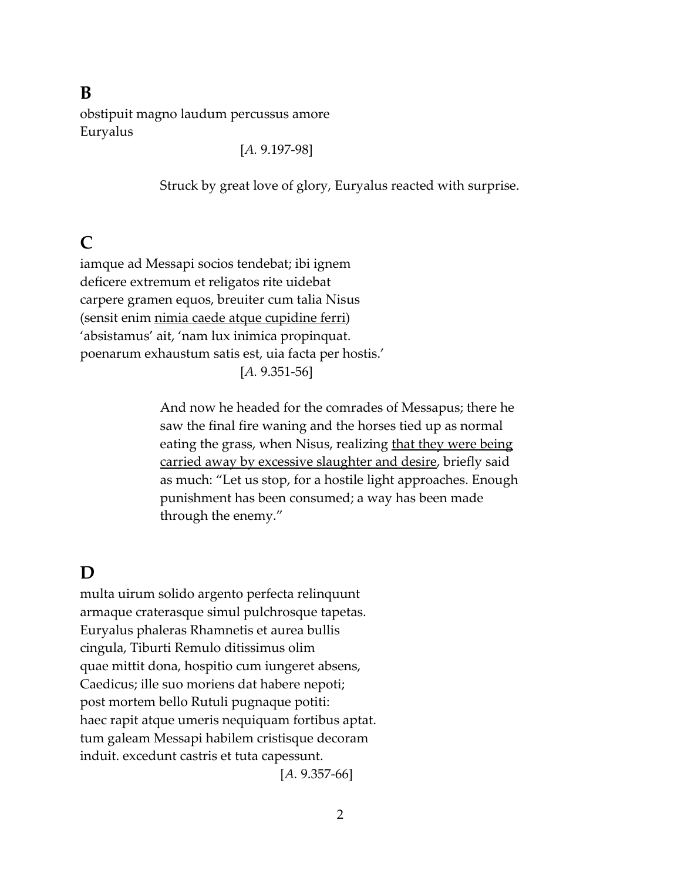## B

obstipuit magno laudum percussus amore  
Euryalus

[*A.* 9.197-98]

> Struck by great love of glory, Euryalus reacted with surprise.

## C

iamque ad Messapi socios tendebat; ibi ignem  
deficere extremum et religatos rite uidebat  
carpere gramen equos, breuiter cum talia Nisus  
(sensit enim <u>nimia caede atque cupidine ferri</u>)  
'absistamus' ait, 'nam lux inimica propinquat.  
poenarum exhaustum satis est, uia facta per hostis.'

[*A.* 9.351-56]

> And now he headed for the comrades of Messapus; there he saw the final fire waning and the horses tied up as normal eating the grass, when Nisus, realizing <u>that they were being carried away by excessive slaughter and desire</u>, briefly said as much: "Let us stop, for a hostile light approaches. Enough punishment has been consumed; a way has been made through the enemy."

## D

multa uirum solido argento perfecta relinquunt  
armaque craterasque simul pulchrosque tapetas.  
Euryalus phaleras Rhamnetis et aurea bullis  
cingula, Tiburti Remulo ditissimus olim  
quae mittit dona, hospitio cum iungeret absens,  
Caedicus; ille suo moriens dat habere nepoti;  
post mortem bello Rutuli pugnaque potiti:  
haec rapit atque umeris nequiquam fortibus aptat.  
tum galeam Messapi habilem cristisque decoram  
induit. excedunt castris et tuta capessunt.

[*A.* 9.357-66]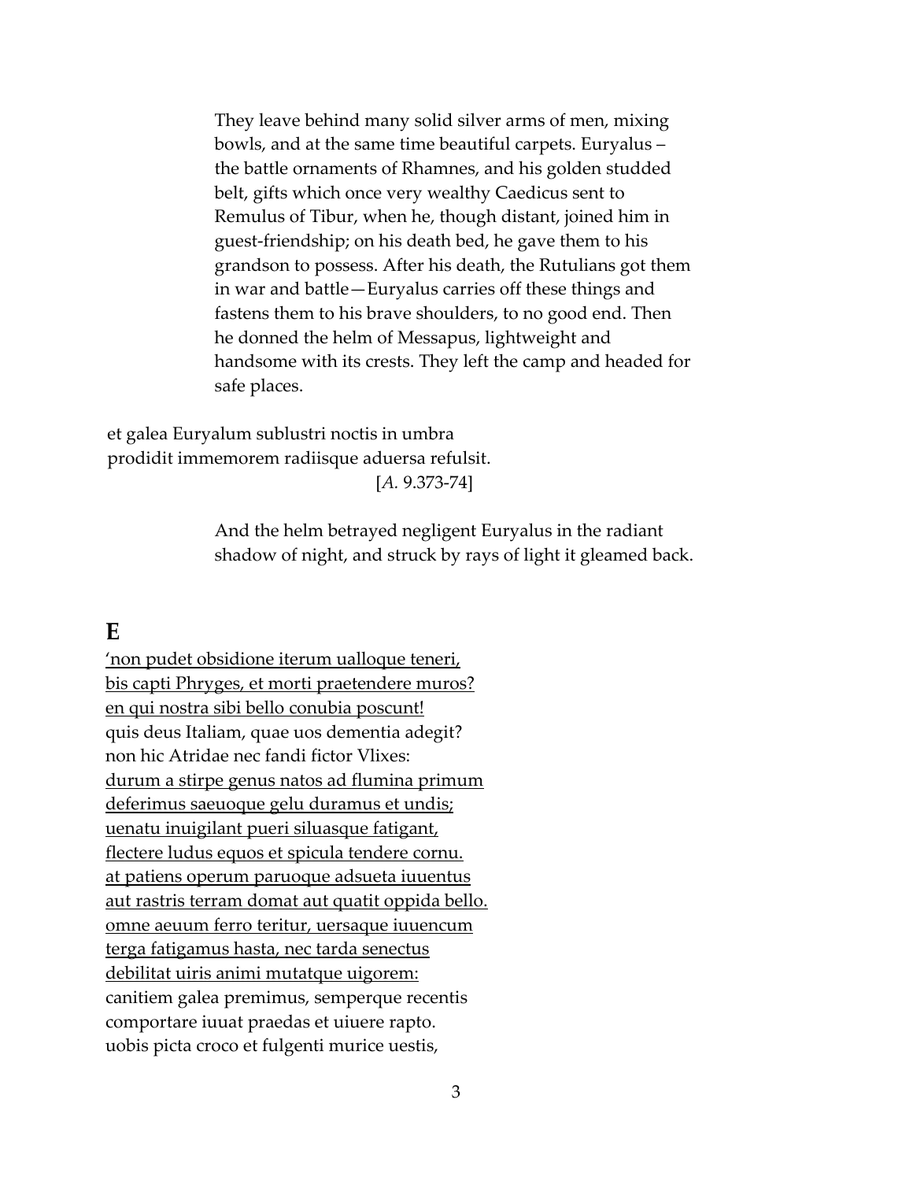They leave behind many solid silver arms of men, mixing bowls, and at the same time beautiful carpets. Euryalus – the battle ornaments of Rhamnes, and his golden studded belt, gifts which once very wealthy Caedicus sent to Remulus of Tibur, when he, though distant, joined him in guest-friendship; on his death bed, he gave them to his grandson to possess. After his death, the Rutulians got them in war and battle—Euryalus carries off these things and fastens them to his brave shoulders, to no good end. Then he donned the helm of Messapus, lightweight and handsome with its crests. They left the camp and headed for safe places.

et galea Euryalum sublustri noctis in umbra
prodidit immemorem radiisque aduersa refulsit.
[*A.* 9.373-74]

And the helm betrayed negligent Euryalus in the radiant shadow of night, and struck by rays of light it gleamed back.

## E

<u>'non pudet obsidione iterum ualloque teneri,</u>
<u>bis capti Phryges, et morti praetendere muros?</u>
<u>en qui nostra sibi bello conubia poscunt!</u>
quis deus Italiam, quae uos dementia adegit?
non hic Atridae nec fandi fictor Vlixes:
<u>durum a stirpe genus natos ad flumina primum</u>
<u>deferimus saeuoque gelu duramus et undis;</u>
<u>uenatu inuigilant pueri siluasque fatigant,</u>
<u>flectere ludus equos et spicula tendere cornu.</u>
<u>at patiens operum paruoque adsueta iuuentus</u>
<u>aut rastris terram domat aut quatit oppida bello.</u>
<u>omne aeuum ferro teritur, uersaque iuuencum</u>
<u>terga fatigamus hasta, nec tarda senectus</u>
<u>debilitat uiris animi mutatque uigorem:</u>
canitiem galea premimus, semperque recentis
comportare iuuat praedas et uiuere rapto.
uobis picta croco et fulgenti murice uestis,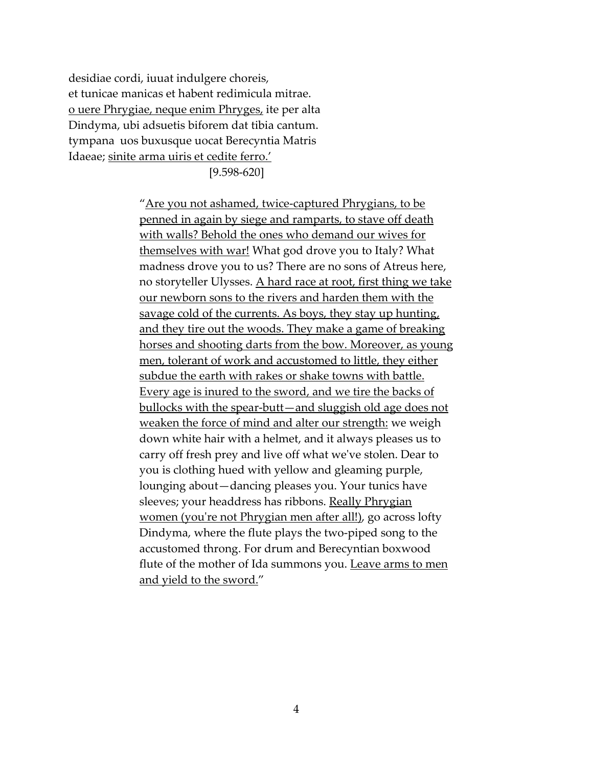desidiae cordi, iuuat indulgere choreis,
et tunicae manicas et habent redimicula mitrae.
<u>o uere Phrygiae, neque enim Phryges,</u> ite per alta
Dindyma, ubi adsuetis biforem dat tibia cantum.
tympana  uos buxusque uocat Berecyntia Matris
Idaeae; <u>sinite arma uiris et cedite ferro.'</u>

[9.598-620]

> "<u>Are you not ashamed, twice-captured Phrygians, to be penned in again by siege and ramparts, to stave off death with walls? Behold the ones who demand our wives for themselves with war!</u> What god drove you to Italy? What madness drove you to us? There are no sons of Atreus here, no storyteller Ulysses. <u>A hard race at root, first thing we take our newborn sons to the rivers and harden them with the savage cold of the currents. As boys, they stay up hunting, and they tire out the woods. They make a game of breaking horses and shooting darts from the bow. Moreover, as young men, tolerant of work and accustomed to little, they either subdue the earth with rakes or shake towns with battle. Every age is inured to the sword, and we tire the backs of bullocks with the spear-butt—and sluggish old age does not weaken the force of mind and alter our strength:</u> we weigh down white hair with a helmet, and it always pleases us to carry off fresh prey and live off what we've stolen. Dear to you is clothing hued with yellow and gleaming purple, lounging about—dancing pleases you. Your tunics have sleeves; your headdress has ribbons. <u>Really Phrygian women (you're not Phrygian men after all!)</u>, go across lofty Dindyma, where the flute plays the two-piped song to the accustomed throng. For drum and Berecyntian boxwood flute of the mother of Ida summons you. <u>Leave arms to men and yield to the sword.</u>"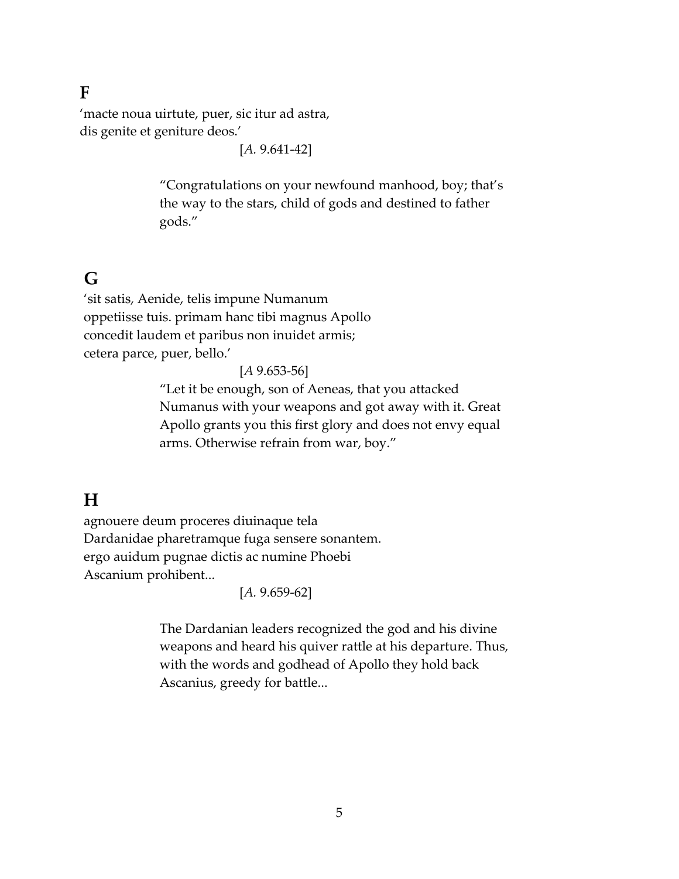## F

‘macte noua uirtute, puer, sic itur ad astra,
dis genite et geniture deos.’

[*A.* 9.641-42]

> “Congratulations on your newfound manhood, boy; that’s the way to the stars, child of gods and destined to father gods.”

## G

‘sit satis, Aenide, telis impune Numanum
oppetiisse tuis. primam hanc tibi magnus Apollo
concedit laudem et paribus non inuidet armis;
cetera parce, puer, bello.’

[*A* 9.653-56]

> “Let it be enough, son of Aeneas, that you attacked Numanus with your weapons and got away with it. Great Apollo grants you this first glory and does not envy equal arms. Otherwise refrain from war, boy.”

## H

agnouere deum proceres diuinaque tela
Dardanidae pharetramque fuga sensere sonantem.
ergo auidum pugnae dictis ac numine Phoebi
Ascanium prohibent...

[*A.* 9.659-62]

> The Dardanian leaders recognized the god and his divine weapons and heard his quiver rattle at his departure. Thus, with the words and godhead of Apollo they hold back Ascanius, greedy for battle...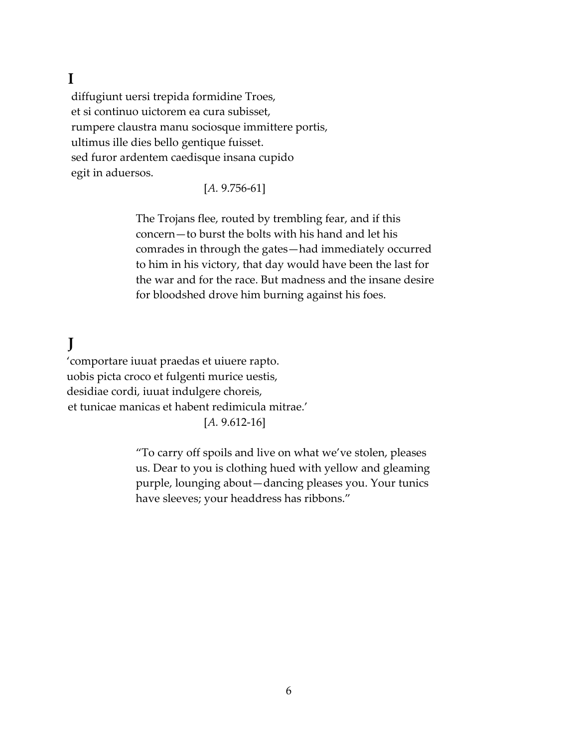## I

diffugiunt uersi trepida formidine Troes,
et si continuo uictorem ea cura subisset,
rumpere claustra manu sociosque immittere portis,
ultimus ille dies bello gentique fuisset.
sed furor ardentem caedisque insana cupido
egit in aduersos.

[*A.* 9.756-61]

> The Trojans flee, routed by trembling fear, and if this concern—to burst the bolts with his hand and let his comrades in through the gates—had immediately occurred to him in his victory, that day would have been the last for the war and for the race. But madness and the insane desire for bloodshed drove him burning against his foes.

## J

'comportare iuuat praedas et uiuere rapto.
uobis picta croco et fulgenti murice uestis,
desidiae cordi, iuuat indulgere choreis,
et tunicae manicas et habent redimicula mitrae.'

[*A.* 9.612-16]

> "To carry off spoils and live on what we've stolen, pleases us. Dear to you is clothing hued with yellow and gleaming purple, lounging about—dancing pleases you. Your tunics have sleeves; your headdress has ribbons."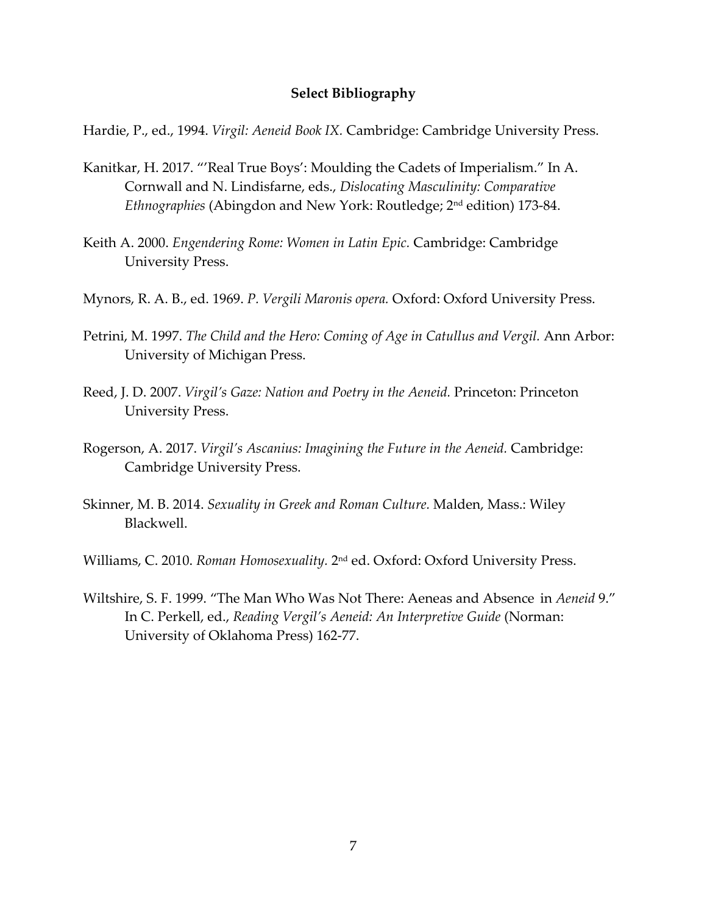**Select Bibliography**

Hardie, P., ed., 1994. *Virgil: Aeneid Book IX.* Cambridge: Cambridge University Press.

Kanitkar, H. 2017. "'Real True Boys': Moulding the Cadets of Imperialism." In A. Cornwall and N. Lindisfarne, eds., *Dislocating Masculinity: Comparative Ethnographies* (Abingdon and New York: Routledge; 2nd edition) 173-84.

Keith A. 2000. *Engendering Rome: Women in Latin Epic.* Cambridge: Cambridge University Press.

Mynors, R. A. B., ed. 1969. *P. Vergili Maronis opera.* Oxford: Oxford University Press.

Petrini, M. 1997. *The Child and the Hero: Coming of Age in Catullus and Vergil.* Ann Arbor: University of Michigan Press.

Reed, J. D. 2007. *Virgil's Gaze: Nation and Poetry in the Aeneid.* Princeton: Princeton University Press.

Rogerson, A. 2017. *Virgil's Ascanius: Imagining the Future in the Aeneid.* Cambridge: Cambridge University Press.

Skinner, M. B. 2014. *Sexuality in Greek and Roman Culture.* Malden, Mass.: Wiley Blackwell.

Williams, C. 2010. *Roman Homosexuality.* 2nd ed. Oxford: Oxford University Press.

Wiltshire, S. F. 1999. "The Man Who Was Not There: Aeneas and Absence in *Aeneid* 9." In C. Perkell, ed., *Reading Vergil's Aeneid: An Interpretive Guide* (Norman: University of Oklahoma Press) 162-77.